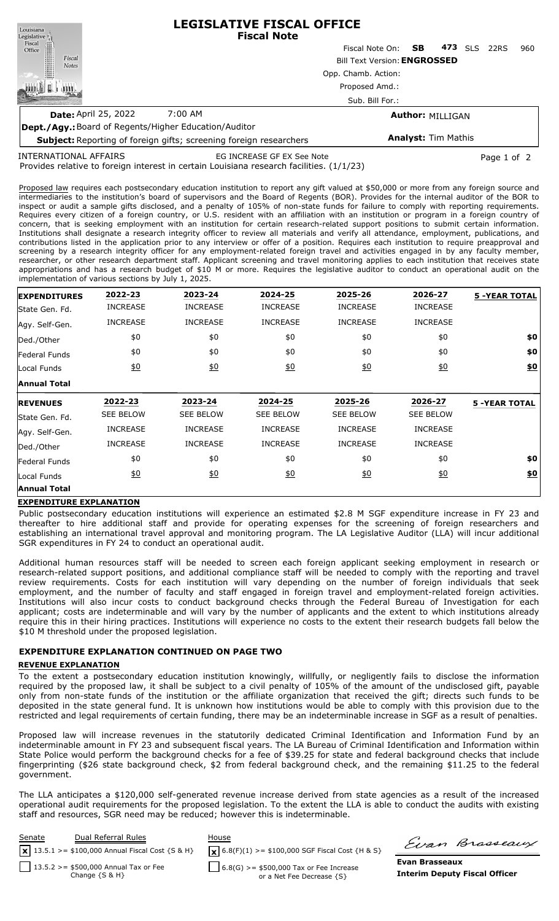# LEGISLATIVE FISCAL OFFICE
## Fiscal Note

Fiscal Note On: **SB 473** SLS 22RS 960

Bill Text Version: **ENGROSSED**

Opp. Chamb. Action:

Proposed Amd.:

Sub. Bill For.:

**Date:** April 25, 2022 7:00 AM

**Author:** MILLIGAN

**Dept./Agy.:** Board of Regents/Higher Education/Auditor

**Subject:** Reporting of foreign gifts; screening foreign researchers

**Analyst:** Tim Mathis

INTERNATIONAL AFFAIRS EG INCREASE GF EX See Note

Provides relative to foreign interest in certain Louisiana research facilities. (1/1/23)

Proposed law requires each postsecondary education institution to report any gift valued at $50,000 or more from any foreign source and intermediaries to the institution's board of supervisors and the Board of Regents (BOR). Provides for the internal auditor of the BOR to inspect or audit a sample gifts disclosed, and a penalty of 105% of non-state funds for failure to comply with reporting requirements. Requires every citizen of a foreign country, or U.S. resident with an affiliation with an institution or program in a foreign country of concern, that is seeking employment with an institution for certain research-related support positions to submit certain information. Institutions shall designate a research integrity officer to review all materials and verify all attendance, employment, publications, and contributions listed in the application prior to any interview or offer of a position. Requires each institution to require preapproval and screening by a research integrity officer for any employment-related foreign travel and activities engaged in by any faculty member, researcher, or other research department staff. Applicant screening and travel monitoring applies to each institution that receives state appropriations and has a research budget of $10 M or more. Requires the legislative auditor to conduct an operational audit on the implementation of various sections by July 1, 2025.

| EXPENDITURES | 2022-23 | 2023-24 | 2024-25 | 2025-26 | 2026-27 | 5 -YEAR TOTAL |
|---|---|---|---|---|---|---|
| State Gen. Fd. | INCREASE | INCREASE | INCREASE | INCREASE | INCREASE | |
| Agy. Self-Gen. | INCREASE | INCREASE | INCREASE | INCREASE | INCREASE | |
| Ded./Other | $0 | $0 | $0 | $0 | $0 | $0 |
| Federal Funds | $0 | $0 | $0 | $0 | $0 | $0 |
| Local Funds | $0 | $0 | $0 | $0 | $0 | $0 |
| **Annual Total** | | | | | | |

| REVENUES | 2022-23 | 2023-24 | 2024-25 | 2025-26 | 2026-27 | 5 -YEAR TOTAL |
|---|---|---|---|---|---|---|
| State Gen. Fd. | SEE BELOW | SEE BELOW | SEE BELOW | SEE BELOW | SEE BELOW | |
| Agy. Self-Gen. | INCREASE | INCREASE | INCREASE | INCREASE | INCREASE | |
| Ded./Other | INCREASE | INCREASE | INCREASE | INCREASE | INCREASE | |
| Federal Funds | $0 | $0 | $0 | $0 | $0 | $0 |
| Local Funds | $0 | $0 | $0 | $0 | $0 | $0 |
| **Annual Total** | | | | | | |

### EXPENDITURE EXPLANATION

Public postsecondary education institutions will experience an estimated $2.8 M SGF expenditure increase in FY 23 and thereafter to hire additional staff and provide for operating expenses for the screening of foreign researchers and establishing an international travel approval and monitoring program. The LA Legislative Auditor (LLA) will incur additional SGR expenditures in FY 24 to conduct an operational audit.

Additional human resources staff will be needed to screen each foreign applicant seeking employment in research or research-related support positions, and additional compliance staff will be needed to comply with the reporting and travel review requirements. Costs for each institution will vary depending on the number of foreign individuals that seek employment, and the number of faculty and staff engaged in foreign travel and employment-related foreign activities. Institutions will also incur costs to conduct background checks through the Federal Bureau of Investigation for each applicant; costs are indeterminable and will vary by the number of applicants and the extent to which institutions already require this in their hiring practices. Institutions will experience no costs to the extent their research budgets fall below the $10 M threshold under the proposed legislation.

**EXPENDITURE EXPLANATION CONTINUED ON PAGE TWO**

### REVENUE EXPLANATION

To the extent a postsecondary education institution knowingly, willfully, or negligently fails to disclose the information required by the proposed law, it shall be subject to a civil penalty of 105% of the amount of the undisclosed gift, payable only from non-state funds of the institution or the affiliate organization that received the gift; directs such funds to be deposited in the state general fund. It is unknown how institutions would be able to comply with this provision due to the restricted and legal requirements of certain funding, there may be an indeterminable increase in SGF as a result of penalties.

Proposed law will increase revenues in the statutorily dedicated Criminal Identification and Information Fund by an indeterminable amount in FY 23 and subsequent fiscal years. The LA Bureau of Criminal Identification and Information within State Police would perform the background checks for a fee of $39.25 for state and federal background checks that include fingerprinting ($26 state background check, $2 from federal background check, and the remaining $11.25 to the federal government.

The LLA anticipates a $120,000 self-generated revenue increase derived from state agencies as a result of the increased operational audit requirements for the proposed legislation. To the extent the LLA is able to conduct the audits with existing staff and resources, SGR need may be reduced; however this is indeterminable.

| Senate | Dual Referral Rules | House |
|---|---|---|
| [x] | 13.5.1 >= $100,000 Annual Fiscal Cost {S & H} | [x] 6.8(F)(1) >= $100,000 SGF Fiscal Cost {H & S} |
| [ ] | 13.5.2 >= $500,000 Annual Tax or Fee Change {S & H} | [ ] 6.8(G) >= $500,000 Tax or Fee Increase or a Net Fee Decrease {S} |

**Evan Brasseaux**
**Interim Deputy Fiscal Officer**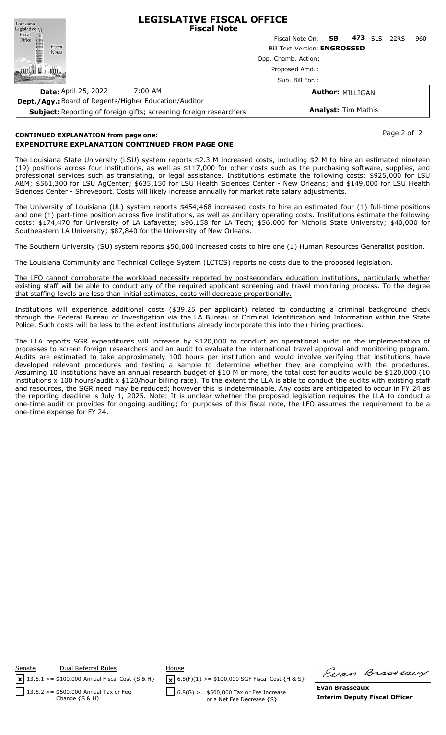# LEGISLATIVE FISCAL OFFICE
## Fiscal Note

| | |
|---|---|
| Fiscal Note On: **SB 473** SLS 22RS 960 | |
| Bill Text Version: **ENGROSSED** | |
| Opp. Chamb. Action: | |
| Proposed Amd.: | |
| Sub. Bill For.: | |
| **Date:** April 25, 2022 7:00 AM | **Author:** MILLIGAN |
| **Dept./Agy.:** Board of Regents/Higher Education/Auditor | |
| **Subject:** Reporting of foreign gifts; screening foreign researchers | **Analyst:** Tim Mathis |

**CONTINUED EXPLANATION from page one:**

**EXPENDITURE EXPLANATION CONTINUED FROM PAGE ONE**

The Louisiana State University (LSU) system reports $2.3 M increased costs, including $2 M to hire an estimated nineteen (19) positions across four institutions, as well as $117,000 for other costs such as the purchasing software, supplies, and professional services such as translating, or legal assistance. Institutions estimate the following costs: $925,000 for LSU A&M; $561,300 for LSU AgCenter; $635,150 for LSU Health Sciences Center - New Orleans; and $149,000 for LSU Health Sciences Center - Shreveport. Costs will likely increase annually for market rate salary adjustments.

The University of Louisiana (UL) system reports $454,468 increased costs to hire an estimated four (1) full-time positions and one (1) part-time position across five institutions, as well as ancillary operating costs. Institutions estimate the following costs: $174,470 for University of LA Lafayette; $96,158 for LA Tech; $56,000 for Nicholls State University; $40,000 for Southeastern LA University; $87,840 for the University of New Orleans.

The Southern University (SU) system reports $50,000 increased costs to hire one (1) Human Resources Generalist position.

The Louisiana Community and Technical College System (LCTCS) reports no costs due to the proposed legislation.

The LFO cannot corroborate the workload necessity reported by postsecondary education institutions, particularly whether existing staff will be able to conduct any of the required applicant screening and travel monitoring process. To the degree that staffing levels are less than initial estimates, costs will decrease proportionally.

Institutions will experience additional costs ($39.25 per applicant) related to conducting a criminal background check through the Federal Bureau of Investigation via the LA Bureau of Criminal Identification and Information within the State Police. Such costs will be less to the extent institutions already incorporate this into their hiring practices.

The LLA reports SGR expenditures will increase by $120,000 to conduct an operational audit on the implementation of processes to screen foreign researchers and an audit to evaluate the international travel approval and monitoring program. Audits are estimated to take approximately 100 hours per institution and would involve verifying that institutions have developed relevant procedures and testing a sample to determine whether they are complying with the procedures. Assuming 10 institutions have an annual research budget of $10 M or more, the total cost for audits would be $120,000 (10 institutions x 100 hours/audit x $120/hour billing rate). To the extent the LLA is able to conduct the audits with existing staff and resources, the SGR need may be reduced; however this is indeterminable. Any costs are anticipated to occur in FY 24 as the reporting deadline is July 1, 2025. Note: It is unclear whether the proposed legislation requires the LLA to conduct a one-time audit or provides for ongoing auditing; for purposes of this fiscal note, the LFO assumes the requirement to be a one-time expense for FY 24.

| Senate | Dual Referral Rules | House |
|---|---|---|
| [x] 13.5.1 >= $100,000 Annual Fiscal Cost {S & H} | | [x] 6.8(F)(1) >= $100,000 SGF Fiscal Cost {H & S} |
| [ ] 13.5.2 >= $500,000 Annual Tax or Fee Change {S & H} | | [ ] 6.8(G) >= $500,000 Tax or Fee Increase or a Net Fee Decrease {S} |

Evan Brasseaux

**Evan Brasseaux**
**Interim Deputy Fiscal Officer**